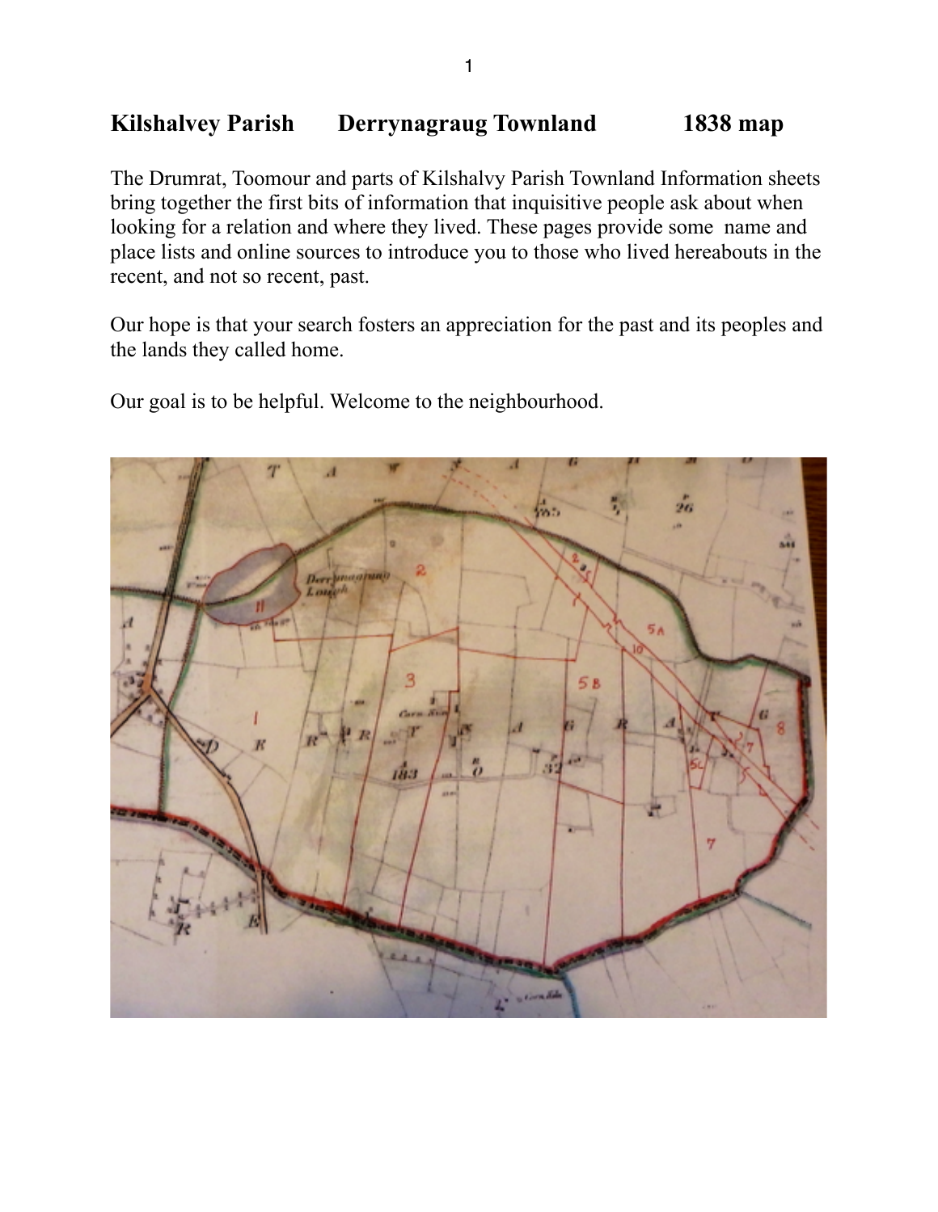# Kilshalvey Parish Derrynagraug Townland 1838 map

The Drumrat, Toomour and parts of Kilshalvy Parish Townland Information sheets bring together the first bits of information that inquisitive people ask about when looking for a relation and where they lived. These pages provide some name and place lists and online sources to introduce you to those who lived hereabouts in the recent, and not so recent, past.

Our hope is that your search fosters an appreciation for the past and its peoples and the lands they called home.

Our goal is to be helpful. Welcome to the neighbourhood.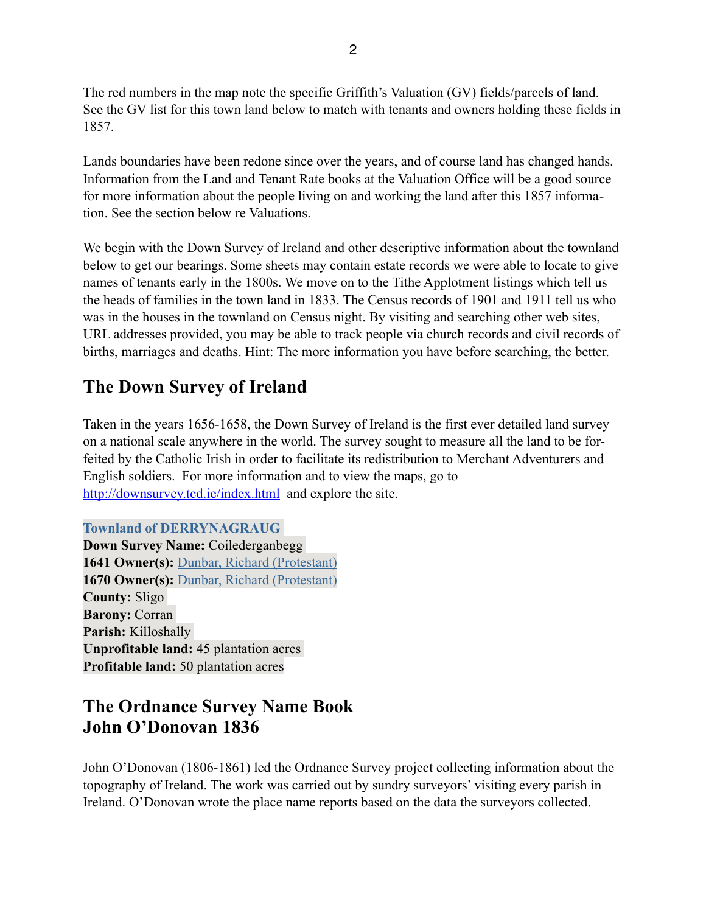The red numbers in the map note the specific Griffith's Valuation (GV) fields/parcels of land. See the GV list for this town land below to match with tenants and owners holding these fields in 1857.

Lands boundaries have been redone since over the years, and of course land has changed hands. Information from the Land and Tenant Rate books at the Valuation Office will be a good source for more information about the people living on and working the land after this 1857 information. See the section below re Valuations.

We begin with the Down Survey of Ireland and other descriptive information about the townland below to get our bearings. Some sheets may contain estate records we were able to locate to give names of tenants early in the 1800s. We move on to the Tithe Applotment listings which tell us the heads of families in the town land in 1833. The Census records of 1901 and 1911 tell us who was in the houses in the townland on Census night. By visiting and searching other web sites, URL addresses provided, you may be able to track people via church records and civil records of births, marriages and deaths. Hint: The more information you have before searching, the better.

## The Down Survey of Ireland

Taken in the years 1656-1658, the Down Survey of Ireland is the first ever detailed land survey on a national scale anywhere in the world. The survey sought to measure all the land to be forfeited by the Catholic Irish in order to facilitate its redistribution to Merchant Adventurers and English soldiers. For more information and to view the maps, go to http://downsurvey.tcd.ie/index.html and explore the site.

**Townland of DERRYNAGRAUG**
**Down Survey Name:** Coilederganbegg
**1641 Owner(s):** Dunbar, Richard (Protestant)
**1670 Owner(s):** Dunbar, Richard (Protestant)
**County:** Sligo
**Barony:** Corran
**Parish:** Killoshally
**Unprofitable land:** 45 plantation acres
**Profitable land:** 50 plantation acres

## The Ordnance Survey Name Book
## John O'Donovan 1836

John O'Donovan (1806-1861) led the Ordnance Survey project collecting information about the topography of Ireland. The work was carried out by sundry surveyors' visiting every parish in Ireland. O'Donovan wrote the place name reports based on the data the surveyors collected.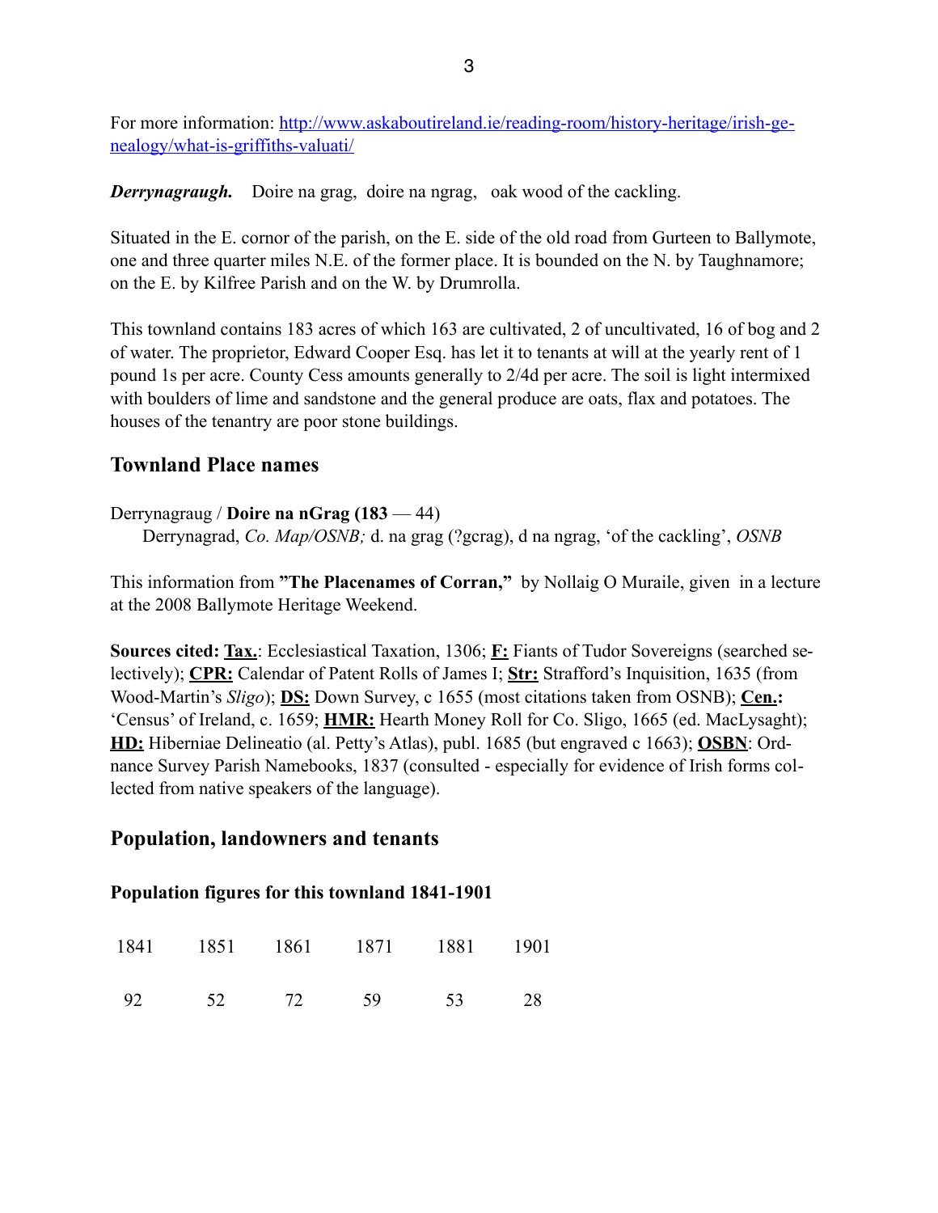For more information: [http://www.askaboutireland.ie/reading-room/history-heritage/irish-genealogy/what-is-griffiths-valuati/](http://www.askaboutireland.ie/reading-room/history-heritage/irish-genealogy/what-is-griffiths-valuati/)

***Derrynagraugh.*** Doire na grag, doire na ngrag, oak wood of the cackling.

Situated in the E. cornor of the parish, on the E. side of the old road from Gurteen to Ballymote, one and three quarter miles N.E. of the former place. It is bounded on the N. by Taughnamore; on the E. by Kilfree Parish and on the W. by Drumrolla.

This townland contains 183 acres of which 163 are cultivated, 2 of uncultivated, 16 of bog and 2 of water. The proprietor, Edward Cooper Esq. has let it to tenants at will at the yearly rent of 1 pound 1s per acre. County Cess amounts generally to 2/4d per acre. The soil is light intermixed with boulders of lime and sandstone and the general produce are oats, flax and potatoes. The houses of the tenantry are poor stone buildings.

## Townland Place names

Derrynagraug / **Doire na nGrag (183** — 44)
Derrynagrad, *Co. Map/OSNB;* d. na grag (?gcrag), d na ngrag, 'of the cackling', *OSNB*

This information from **"The Placenames of Corran,"** by Nollaig O Muraile, given in a lecture at the 2008 Ballymote Heritage Weekend.

**Sources cited:** **<u>Tax.</u>**: Ecclesiastical Taxation, 1306; **<u>F:</u>** Fiants of Tudor Sovereigns (searched selectively); **<u>CPR:</u>** Calendar of Patent Rolls of James I; **<u>Str:</u>** Strafford's Inquisition, 1635 (from Wood-Martin's *Sligo*); **<u>DS:</u>** Down Survey, c 1655 (most citations taken from OSNB); **<u>Cen.</u>:** 'Census' of Ireland, c. 1659; **<u>HMR:</u>** Hearth Money Roll for Co. Sligo, 1665 (ed. MacLysaght); **<u>HD:</u>** Hiberniae Delineatio (al. Petty's Atlas), publ. 1685 (but engraved c 1663); **<u>OSBN</u>**: Ordnance Survey Parish Namebooks, 1837 (consulted - especially for evidence of Irish forms collected from native speakers of the language).

## Population, landowners and tenants

### Population figures for this townland 1841-1901

| 1841 | 1851 | 1861 | 1871 | 1881 | 1901 |
|---|---|---|---|---|---|
| 92 | 52 | 72 | 59 | 53 | 28 |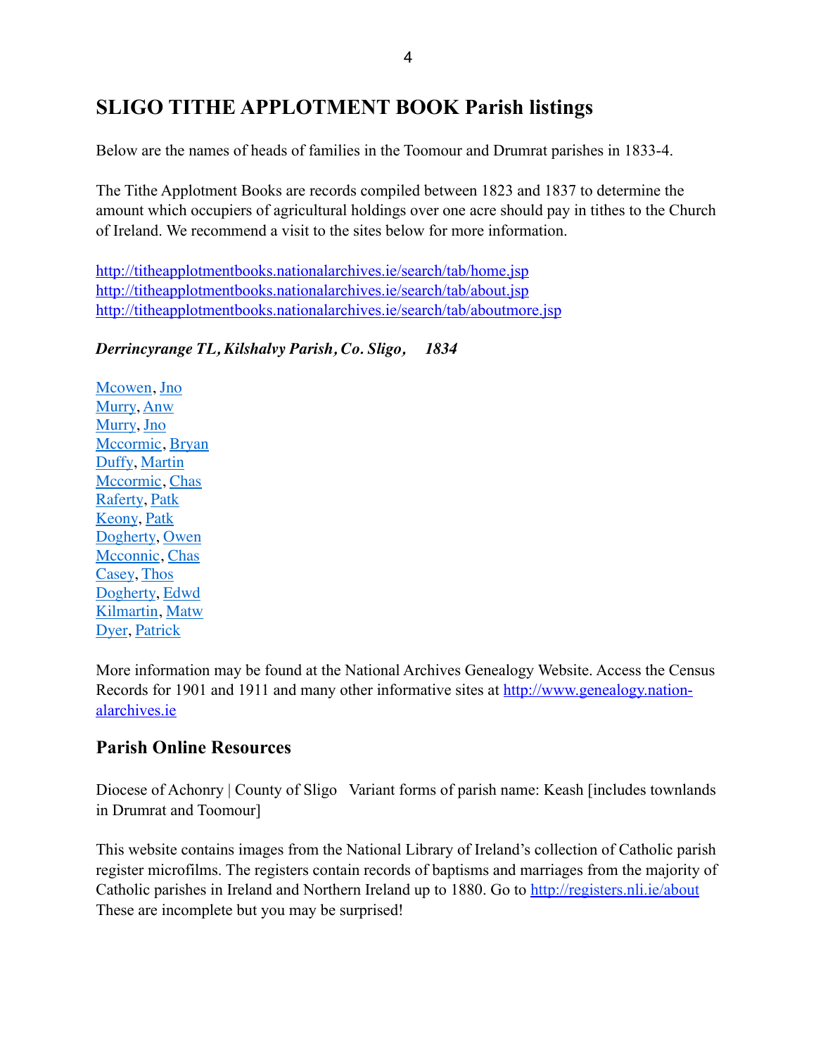## SLIGO TITHE APPLOTMENT BOOK Parish listings

Below are the names of heads of families in the Toomour and Drumrat parishes in 1833-4.

The Tithe Applotment Books are records compiled between 1823 and 1837 to determine the amount which occupiers of agricultural holdings over one acre should pay in tithes to the Church of Ireland. We recommend a visit to the sites below for more information.

http://titheapplotmentbooks.nationalarchives.ie/search/tab/home.jsp
http://titheapplotmentbooks.nationalarchives.ie/search/tab/about.jsp
http://titheapplotmentbooks.nationalarchives.ie/search/tab/aboutmore.jsp

***Derrincyrange TL, Kilshalvy Parish, Co. Sligo, 1834***

Mcowen, Jno
Murry, Anw
Murry, Jno
Mccormic, Bryan
Duffy, Martin
Mccormic, Chas
Raferty, Patk
Keony, Patk
Dogherty, Owen
Mcconnic, Chas
Casey, Thos
Dogherty, Edwd
Kilmartin, Matw
Dyer, Patrick

More information may be found at the National Archives Genealogy Website. Access the Census Records for 1901 and 1911 and many other informative sites at http://www.genealogy.nationalarchives.ie

## Parish Online Resources

Diocese of Achonry | County of Sligo Variant forms of parish name: Keash [includes townlands in Drumrat and Toomour]

This website contains images from the National Library of Ireland's collection of Catholic parish register microfilms. The registers contain records of baptisms and marriages from the majority of Catholic parishes in Ireland and Northern Ireland up to 1880. Go to http://registers.nli.ie/about These are incomplete but you may be surprised!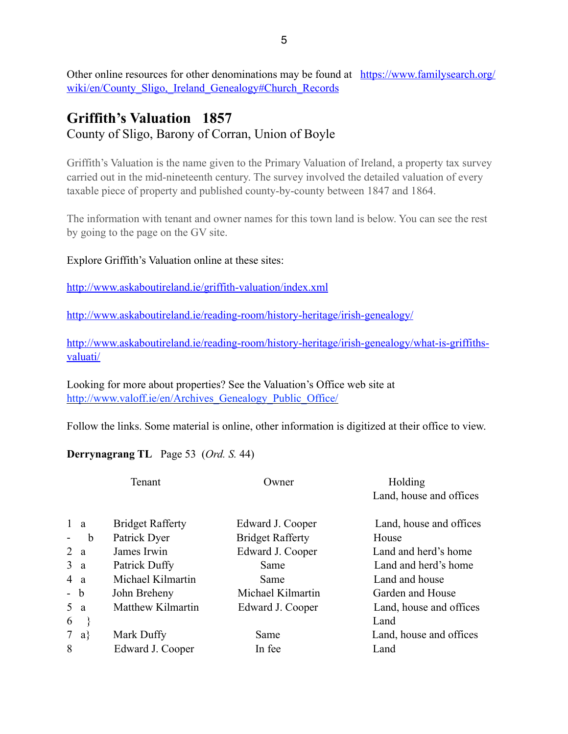Other online resources for other denominations may be found at [https://www.familysearch.org/wiki/en/County_Sligo,_Ireland_Genealogy#Church_Records](https://www.familysearch.org/wiki/en/County_Sligo,_Ireland_Genealogy#Church_Records)

## Griffith's Valuation 1857

County of Sligo, Barony of Corran, Union of Boyle

Griffith's Valuation is the name given to the Primary Valuation of Ireland, a property tax survey carried out in the mid-nineteenth century. The survey involved the detailed valuation of every taxable piece of property and published county-by-county between 1847 and 1864.

The information with tenant and owner names for this town land is below. You can see the rest by going to the page on the GV site.

Explore Griffith's Valuation online at these sites:

[http://www.askaboutireland.ie/griffith-valuation/index.xml](http://www.askaboutireland.ie/griffith-valuation/index.xml)

[http://www.askaboutireland.ie/reading-room/history-heritage/irish-genealogy/](http://www.askaboutireland.ie/reading-room/history-heritage/irish-genealogy/)

[http://www.askaboutireland.ie/reading-room/history-heritage/irish-genealogy/what-is-griffiths-valuati/](http://www.askaboutireland.ie/reading-room/history-heritage/irish-genealogy/what-is-griffiths-valuati/)

Looking for more about properties? See the Valuation's Office web site at [http://www.valoff.ie/en/Archives_Genealogy_Public_Office/](http://www.valoff.ie/en/Archives_Genealogy_Public_Office/)

Follow the links. Some material is online, other information is digitized at their office to view.

**Derrynagrang TL** Page 53 (*Ord. S.* 44)

| | | Tenant | Owner | Holding |
|---|---|---|---|---|
| | | | | Land, house and offices |
| 1 | a | Bridget Rafferty | Edward J. Cooper | Land, house and offices |
| - | b | Patrick Dyer | Bridget Rafferty | House |
| 2 | a | James Irwin | Edward J. Cooper | Land and herd's home |
| 3 | a | Patrick Duffy | Same | Land and herd's home |
| 4 | a | Michael Kilmartin | Same | Land and house |
| - | b | John Breheny | Michael Kilmartin | Garden and House |
| 5 | a | Matthew Kilmartin | Edward J. Cooper | Land, house and offices |
| 6 | } | | | Land |
| 7 | a} | Mark Duffy | Same | Land, house and offices |
| 8 | | Edward J. Cooper | In fee | Land |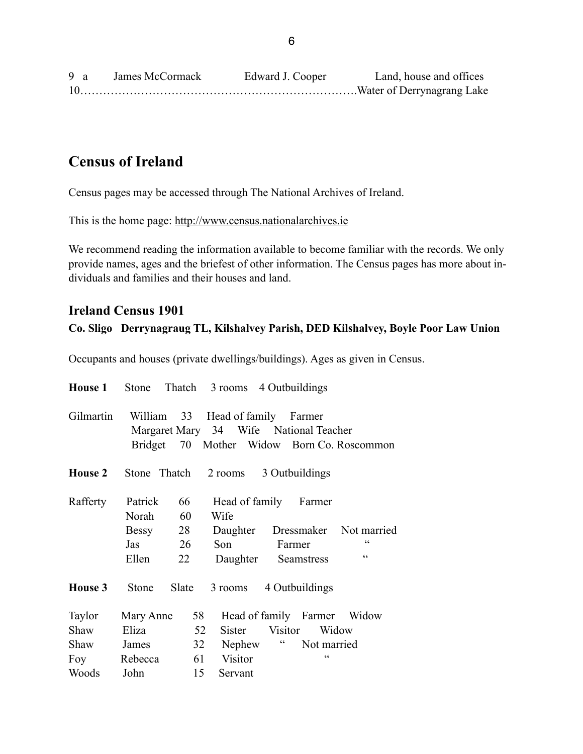| 9 a | James McCormack | Edward J. Cooper | Land, house and offices |
|---|---|---|---|
| 10 | ………………………………………………………………. | | Water of Derrynagrang Lake |

## Census of Ireland

Census pages may be accessed through The National Archives of Ireland.

This is the home page: http://www.census.nationalarchives.ie

We recommend reading the information available to become familiar with the records. We only provide names, ages and the briefest of other information. The Census pages has more about individuals and families and their houses and land.

### Ireland Census 1901

**Co. Sligo Derrynagraug TL, Kilshalvey Parish, DED Kilshalvey, Boyle Poor Law Union**

Occupants and houses (private dwellings/buildings). Ages as given in Census.

**House 1** Stone Thatch 3 rooms 4 Outbuildings

| | | | | | |
|---|---|---|---|---|---|
| Gilmartin | William | 33 | Head of family | Farmer | |
| | Margaret Mary | 34 | Wife | National Teacher | |
| | Bridget | 70 | Mother | Widow | Born Co. Roscommon |

**House 2** Stone Thatch 2 rooms 3 Outbuildings

| | | | | | |
|---|---|---|---|---|---|
| Rafferty | Patrick | 66 | Head of family | Farmer | |
| | Norah | 60 | Wife | | |
| | Bessy | 28 | Daughter | Dressmaker | Not married |
| | Jas | 26 | Son | Farmer | " |
| | Ellen | 22 | Daughter | Seamstress | " |

**House 3** Stone Slate 3 rooms 4 Outbuildings

| | | | | | |
|---|---|---|---|---|---|
| Taylor | Mary Anne | 58 | Head of family | Farmer | Widow |
| Shaw | Eliza | 52 | Sister | Visitor | Widow |
| Shaw | James | 32 | Nephew | " | Not married |
| Foy | Rebecca | 61 | Visitor | | " |
| Woods | John | 15 | Servant | | |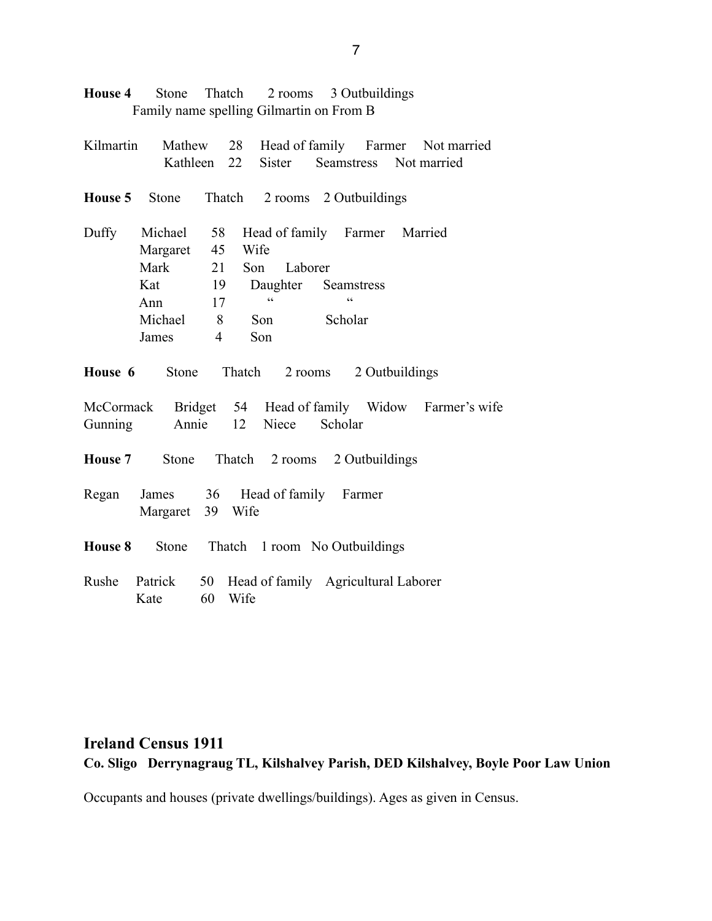**House 4** Stone Thatch 2 rooms 3 Outbuildings
Family name spelling Gilmartin on From B

| | | | | | |
|---|---|---|---|---|---|
| Kilmartin | Mathew | 28 | Head of family | Farmer | Not married |
| | Kathleen | 22 | Sister | Seamstress | Not married |

**House 5** Stone Thatch 2 rooms 2 Outbuildings

| | | | | | |
|---|---|---|---|---|---|
| Duffy | Michael | 58 | Head of family | Farmer | Married |
| | Margaret | 45 | Wife | | |
| | Mark | 21 | Son | Laborer | |
| | Kat | 19 | Daughter | Seamstress | |
| | Ann | 17 | “ | “ | |
| | Michael | 8 | Son | Scholar | |
| | James | 4 | Son | | |

**House 6** Stone Thatch 2 rooms 2 Outbuildings

| | | | | | |
|---|---|---|---|---|---|
| McCormack | Bridget | 54 | Head of family | Widow | Farmer’s wife |
| Gunning | Annie | 12 | Niece | Scholar | |

**House 7** Stone Thatch 2 rooms 2 Outbuildings

| | | | | |
|---|---|---|---|---|
| Regan | James | 36 | Head of family | Farmer |
| | Margaret | 39 | Wife | |

**House 8** Stone Thatch 1 room No Outbuildings

| | | | | |
|---|---|---|---|---|
| Rushe | Patrick | 50 | Head of family | Agricultural Laborer |
| | Kate | 60 | Wife | |

## Ireland Census 1911

**Co. Sligo Derrynagraug TL, Kilshalvey Parish, DED Kilshalvey, Boyle Poor Law Union**

Occupants and houses (private dwellings/buildings). Ages as given in Census.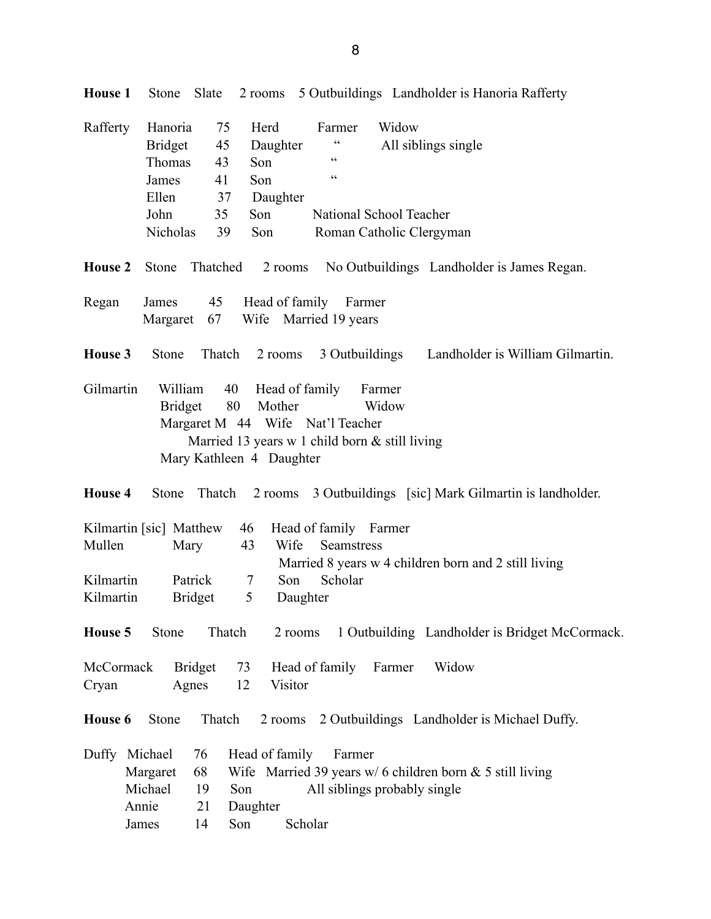**House 1** Stone Slate 2 rooms 5 Outbuildings Landholder is Hanoria Rafferty

| | | | | | |
|---|---|---|---|---|---|
| Rafferty | Hanoria | 75 | Herd | Farmer | Widow |
| | Bridget | 45 | Daughter | " | All siblings single |
| | Thomas | 43 | Son | " | |
| | James | 41 | Son | " | |
| | Ellen | 37 | Daughter | | |
| | John | 35 | Son | National School Teacher | |
| | Nicholas | 39 | Son | Roman Catholic Clergyman | |

**House 2** Stone Thatched 2 rooms No Outbuildings Landholder is James Regan.

| | | | | |
|---|---|---|---|---|
| Regan | James | 45 | Head of family | Farmer |
| | Margaret | 67 | Wife | Married 19 years |

**House 3** Stone Thatch 2 rooms 3 Outbuildings Landholder is William Gilmartin.

| | | | | |
|---|---|---|---|---|
| Gilmartin | William | 40 | Head of family | Farmer |
| | Bridget | 80 | Mother | Widow |
| | Margaret M | 44 | Wife | Nat'l Teacher |
| | | | Married 13 years w 1 child born & still living | |
| | Mary Kathleen | 4 | Daughter | |

**House 4** Stone Thatch 2 rooms 3 Outbuildings [sic] Mark Gilmartin is landholder.

| | | | | |
|---|---|---|---|---|
| Kilmartin [sic] | Matthew | 46 | Head of family | Farmer |
| Mullen | Mary | 43 | Wife | Seamstress |
| | | | Married 8 years w 4 children born and 2 still living | |
| Kilmartin | Patrick | 7 | Son | Scholar |
| Kilmartin | Bridget | 5 | Daughter | |

**House 5** Stone Thatch 2 rooms 1 Outbuilding Landholder is Bridget McCormack.

| | | | | | |
|---|---|---|---|---|---|
| McCormack | Bridget | 73 | Head of family | Farmer | Widow |
| Cryan | Agnes | 12 | Visitor | | |

**House 6** Stone Thatch 2 rooms 2 Outbuildings Landholder is Michael Duffy.

| | | | | |
|---|---|---|---|---|
| Duffy | Michael | 76 | Head of family | Farmer |
| | Margaret | 68 | Wife | Married 39 years w/ 6 children born & 5 still living |
| | Michael | 19 | Son | All siblings probably single |
| | Annie | 21 | Daughter | |
| | James | 14 | Son | Scholar |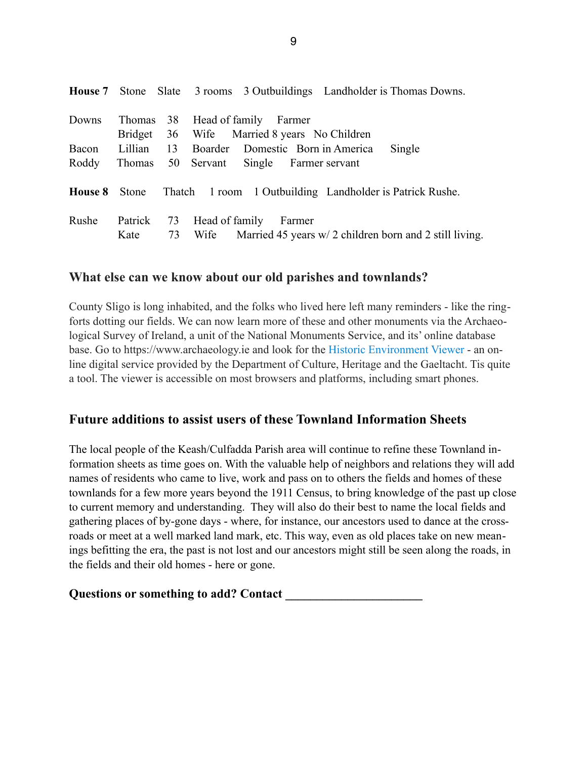**House 7** Stone Slate 3 rooms 3 Outbuildings Landholder is Thomas Downs.

| | | | | | | |
|---|---|---|---|---|---|---|
| Downs | Thomas | 38 | Head of family | Farmer | | |
| | Bridget | 36 | Wife | Married 8 years | No Children | |
| Bacon | Lillian | 13 | Boarder | Domestic | Born in America | Single |
| Roddy | Thomas | 50 | Servant | Single | Farmer servant | |

**House 8** Stone Thatch 1 room 1 Outbuilding Landholder is Patrick Rushe.

| | | | | |
|---|---|---|---|---|
| Rushe | Patrick | 73 | Head of family | Farmer |
| | Kate | 73 | Wife | Married 45 years w/ 2 children born and 2 still living. |

### What else can we know about our old parishes and townlands?

County Sligo is long inhabited, and the folks who lived here left many reminders - like the ring-forts dotting our fields. We can now learn more of these and other monuments via the Archaeological Survey of Ireland, a unit of the National Monuments Service, and its' online database base. Go to https://www.archaeology.ie and look for the Historic Environment Viewer - an online digital service provided by the Department of Culture, Heritage and the Gaeltacht. Tis quite a tool. The viewer is accessible on most browsers and platforms, including smart phones.

### Future additions to assist users of these Townland Information Sheets

The local people of the Keash/Culfadda Parish area will continue to refine these Townland information sheets as time goes on. With the valuable help of neighbors and relations they will add names of residents who came to live, work and pass on to others the fields and homes of these townlands for a few more years beyond the 1911 Census, to bring knowledge of the past up close to current memory and understanding. They will also do their best to name the local fields and gathering places of by-gone days - where, for instance, our ancestors used to dance at the cross-roads or meet at a well marked land mark, etc. This way, even as old places take on new meanings befitting the era, the past is not lost and our ancestors might still be seen along the roads, in the fields and their old homes - here or gone.

**Questions or something to add? Contact ______________________**